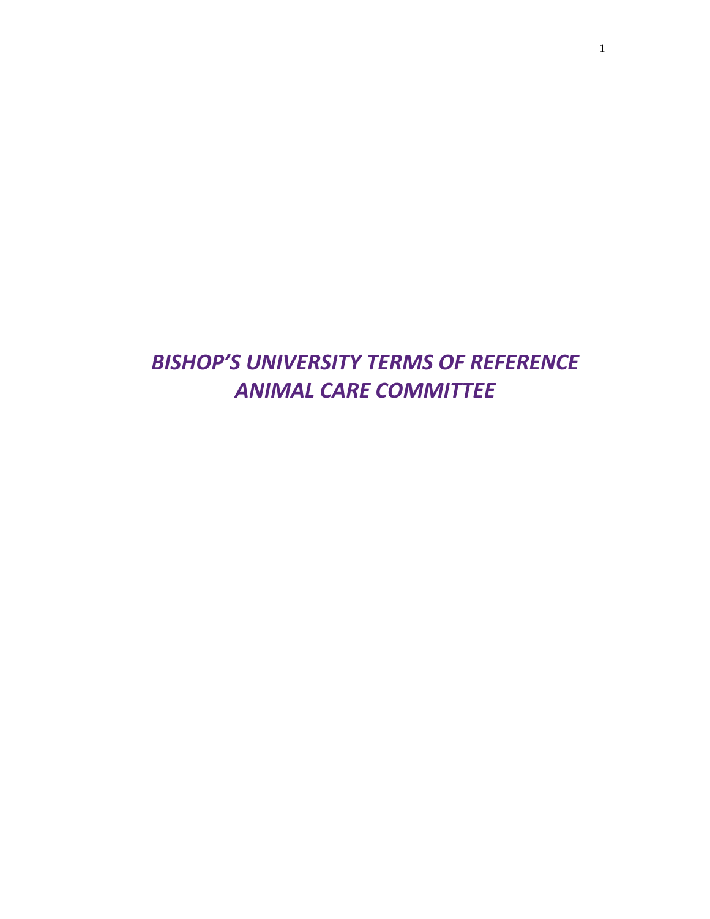# *BISHOP'S UNIVERSITY TERMS OF REFERENCE ANIMAL CARE COMMITTEE*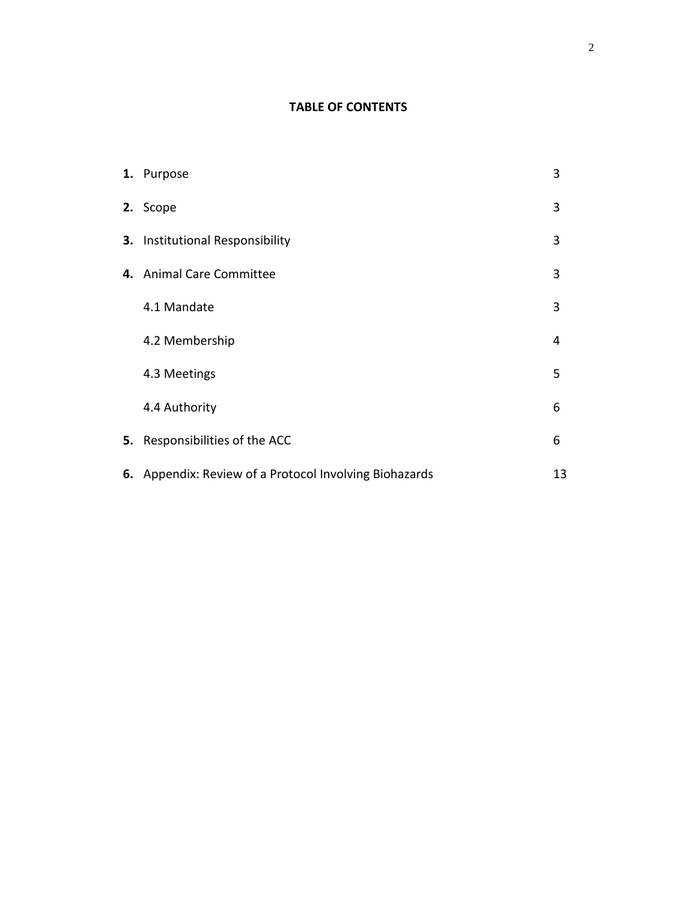**TABLE OF CONTENTS**

| | |
|---|---|
| **1.** Purpose | 3 |
| **2.** Scope | 3 |
| **3.** Institutional Responsibility | 3 |
| **4.** Animal Care Committee | 3 |
| 4.1 Mandate | 3 |
| 4.2 Membership | 4 |
| 4.3 Meetings | 5 |
| 4.4 Authority | 6 |
| **5.** Responsibilities of the ACC | 6 |
| **6.** Appendix: Review of a Protocol Involving Biohazards | 13 |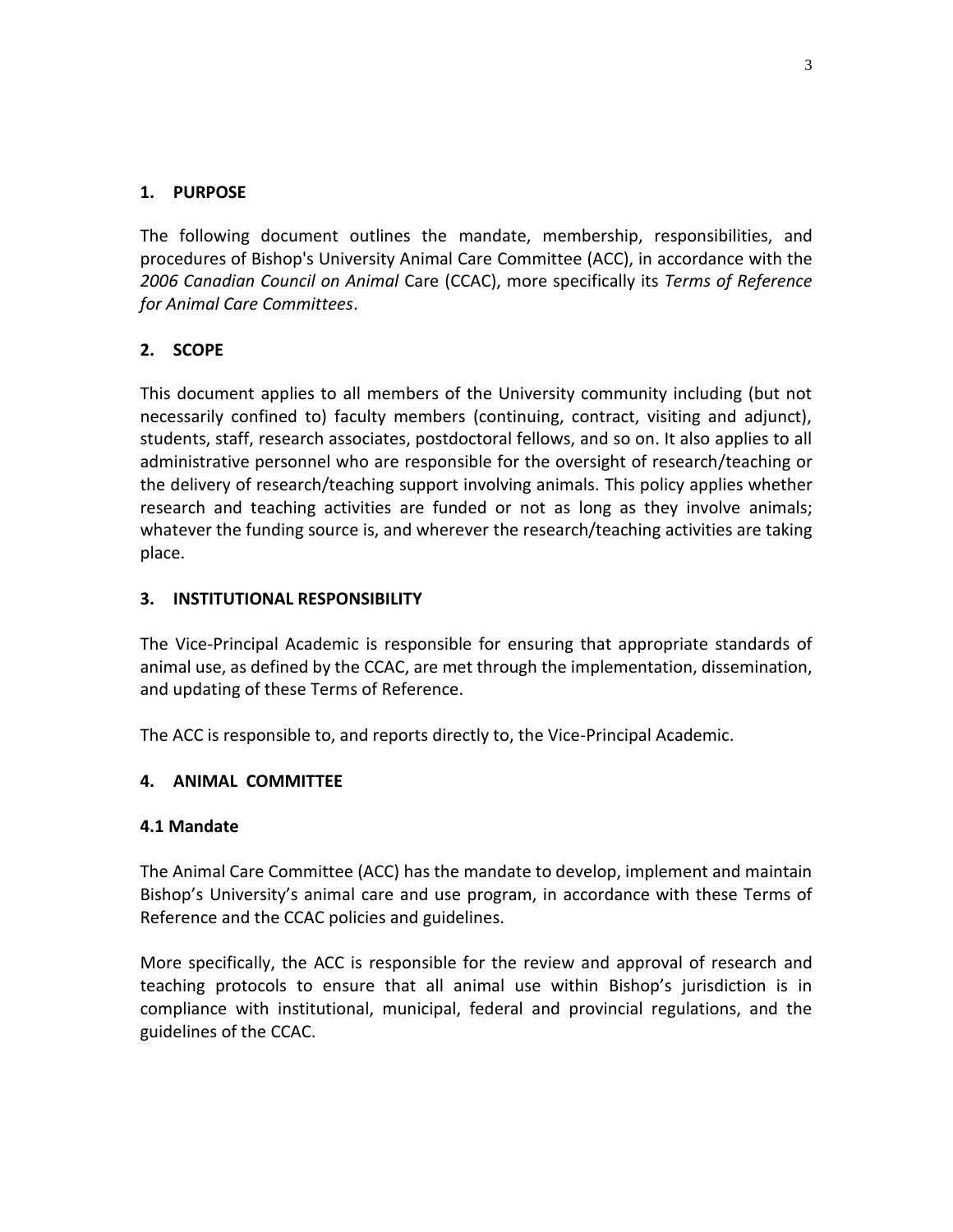## 1. PURPOSE

The following document outlines the mandate, membership, responsibilities, and procedures of Bishop's University Animal Care Committee (ACC), in accordance with the *2006 Canadian Council on Animal* Care (CCAC), more specifically its *Terms of Reference for Animal Care Committees*.

## 2. SCOPE

This document applies to all members of the University community including (but not necessarily confined to) faculty members (continuing, contract, visiting and adjunct), students, staff, research associates, postdoctoral fellows, and so on. It also applies to all administrative personnel who are responsible for the oversight of research/teaching or the delivery of research/teaching support involving animals. This policy applies whether research and teaching activities are funded or not as long as they involve animals; whatever the funding source is, and wherever the research/teaching activities are taking place.

## 3. INSTITUTIONAL RESPONSIBILITY

The Vice-Principal Academic is responsible for ensuring that appropriate standards of animal use, as defined by the CCAC, are met through the implementation, dissemination, and updating of these Terms of Reference.

The ACC is responsible to, and reports directly to, the Vice-Principal Academic.

## 4. ANIMAL COMMITTEE

### 4.1 Mandate

The Animal Care Committee (ACC) has the mandate to develop, implement and maintain Bishop's University's animal care and use program, in accordance with these Terms of Reference and the CCAC policies and guidelines.

More specifically, the ACC is responsible for the review and approval of research and teaching protocols to ensure that all animal use within Bishop's jurisdiction is in compliance with institutional, municipal, federal and provincial regulations, and the guidelines of the CCAC.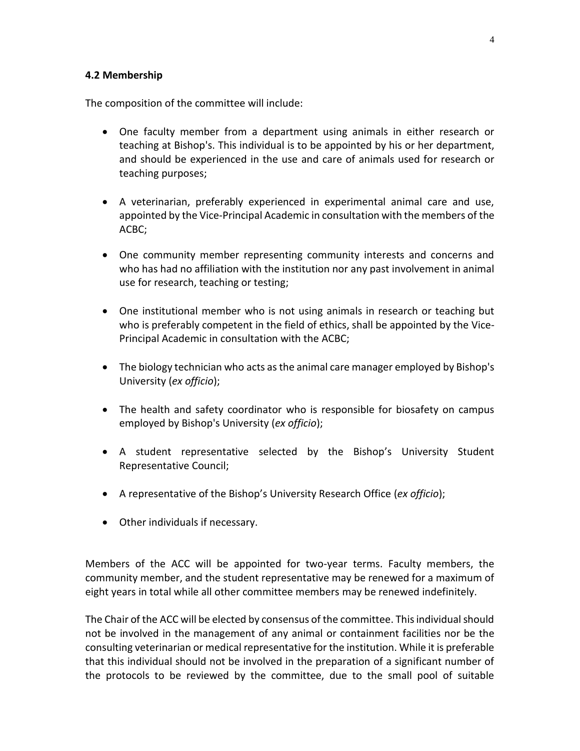### 4.2 Membership

The composition of the committee will include:

- One faculty member from a department using animals in either research or teaching at Bishop's. This individual is to be appointed by his or her department, and should be experienced in the use and care of animals used for research or teaching purposes;
- A veterinarian, preferably experienced in experimental animal care and use, appointed by the Vice-Principal Academic in consultation with the members of the ACBC;
- One community member representing community interests and concerns and who has had no affiliation with the institution nor any past involvement in animal use for research, teaching or testing;
- One institutional member who is not using animals in research or teaching but who is preferably competent in the field of ethics, shall be appointed by the Vice-Principal Academic in consultation with the ACBC;
- The biology technician who acts as the animal care manager employed by Bishop's University (*ex officio*);
- The health and safety coordinator who is responsible for biosafety on campus employed by Bishop's University (*ex officio*);
- A student representative selected by the Bishop's University Student Representative Council;
- A representative of the Bishop's University Research Office (*ex officio*);
- Other individuals if necessary.

Members of the ACC will be appointed for two-year terms. Faculty members, the community member, and the student representative may be renewed for a maximum of eight years in total while all other committee members may be renewed indefinitely.

The Chair of the ACC will be elected by consensus of the committee. This individual should not be involved in the management of any animal or containment facilities nor be the consulting veterinarian or medical representative for the institution. While it is preferable that this individual should not be involved in the preparation of a significant number of the protocols to be reviewed by the committee, due to the small pool of suitable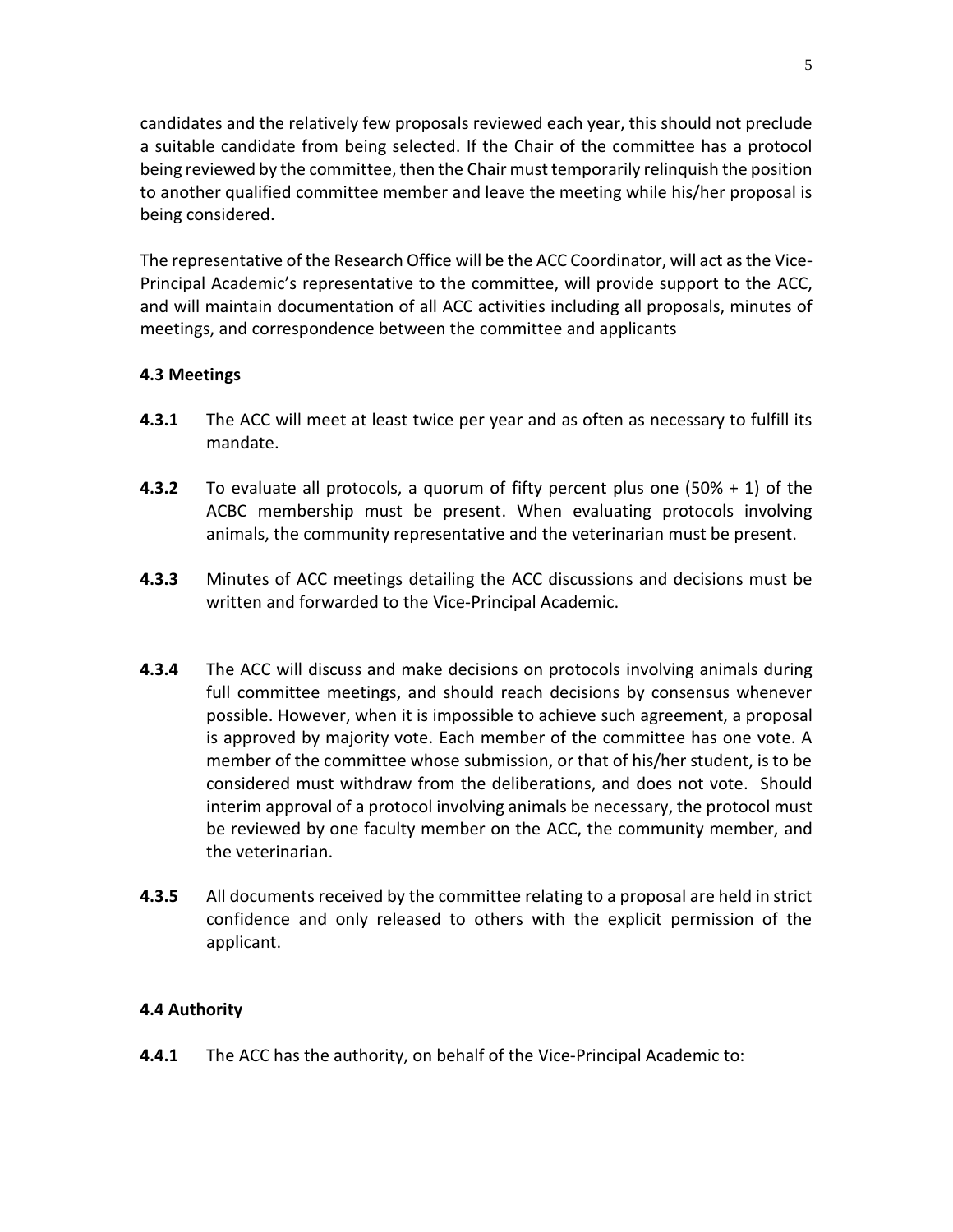candidates and the relatively few proposals reviewed each year, this should not preclude a suitable candidate from being selected. If the Chair of the committee has a protocol being reviewed by the committee, then the Chair must temporarily relinquish the position to another qualified committee member and leave the meeting while his/her proposal is being considered.

The representative of the Research Office will be the ACC Coordinator, will act as the Vice-Principal Academic's representative to the committee, will provide support to the ACC, and will maintain documentation of all ACC activities including all proposals, minutes of meetings, and correspondence between the committee and applicants

### 4.3 Meetings

**4.3.1** The ACC will meet at least twice per year and as often as necessary to fulfill its mandate.

**4.3.2** To evaluate all protocols, a quorum of fifty percent plus one (50% + 1) of the ACBC membership must be present. When evaluating protocols involving animals, the community representative and the veterinarian must be present.

**4.3.3** Minutes of ACC meetings detailing the ACC discussions and decisions must be written and forwarded to the Vice-Principal Academic.

**4.3.4** The ACC will discuss and make decisions on protocols involving animals during full committee meetings, and should reach decisions by consensus whenever possible. However, when it is impossible to achieve such agreement, a proposal is approved by majority vote. Each member of the committee has one vote. A member of the committee whose submission, or that of his/her student, is to be considered must withdraw from the deliberations, and does not vote. Should interim approval of a protocol involving animals be necessary, the protocol must be reviewed by one faculty member on the ACC, the community member, and the veterinarian.

**4.3.5** All documents received by the committee relating to a proposal are held in strict confidence and only released to others with the explicit permission of the applicant.

### 4.4 Authority

**4.4.1** The ACC has the authority, on behalf of the Vice-Principal Academic to: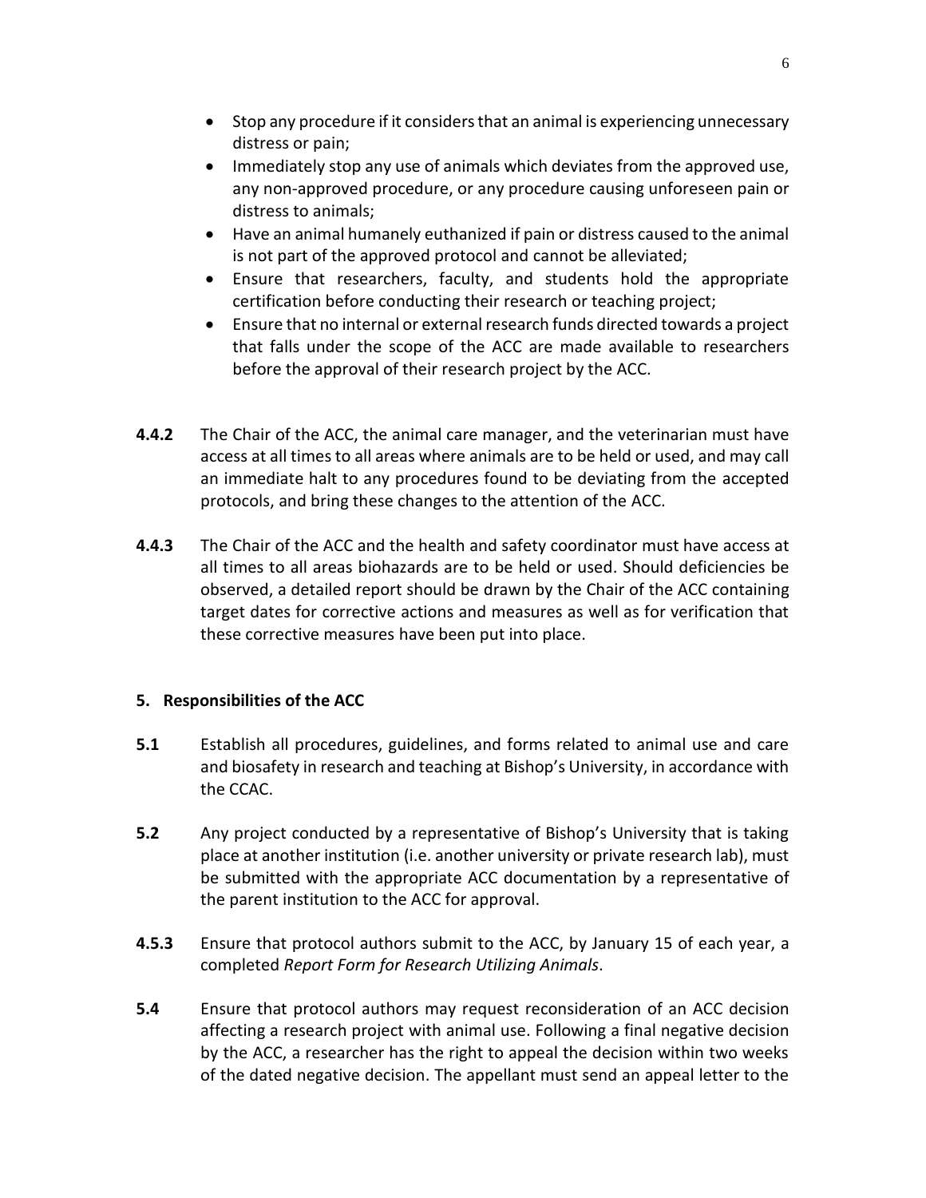- Stop any procedure if it considers that an animal is experiencing unnecessary distress or pain;
- Immediately stop any use of animals which deviates from the approved use, any non-approved procedure, or any procedure causing unforeseen pain or distress to animals;
- Have an animal humanely euthanized if pain or distress caused to the animal is not part of the approved protocol and cannot be alleviated;
- Ensure that researchers, faculty, and students hold the appropriate certification before conducting their research or teaching project;
- Ensure that no internal or external research funds directed towards a project that falls under the scope of the ACC are made available to researchers before the approval of their research project by the ACC.

**4.4.2** The Chair of the ACC, the animal care manager, and the veterinarian must have access at all times to all areas where animals are to be held or used, and may call an immediate halt to any procedures found to be deviating from the accepted protocols, and bring these changes to the attention of the ACC.

**4.4.3** The Chair of the ACC and the health and safety coordinator must have access at all times to all areas biohazards are to be held or used. Should deficiencies be observed, a detailed report should be drawn by the Chair of the ACC containing target dates for corrective actions and measures as well as for verification that these corrective measures have been put into place.

## 5. Responsibilities of the ACC

**5.1** Establish all procedures, guidelines, and forms related to animal use and care and biosafety in research and teaching at Bishop's University, in accordance with the CCAC.

**5.2** Any project conducted by a representative of Bishop's University that is taking place at another institution (i.e. another university or private research lab), must be submitted with the appropriate ACC documentation by a representative of the parent institution to the ACC for approval.

**4.5.3** Ensure that protocol authors submit to the ACC, by January 15 of each year, a completed *Report Form for Research Utilizing Animals*.

**5.4** Ensure that protocol authors may request reconsideration of an ACC decision affecting a research project with animal use. Following a final negative decision by the ACC, a researcher has the right to appeal the decision within two weeks of the dated negative decision. The appellant must send an appeal letter to the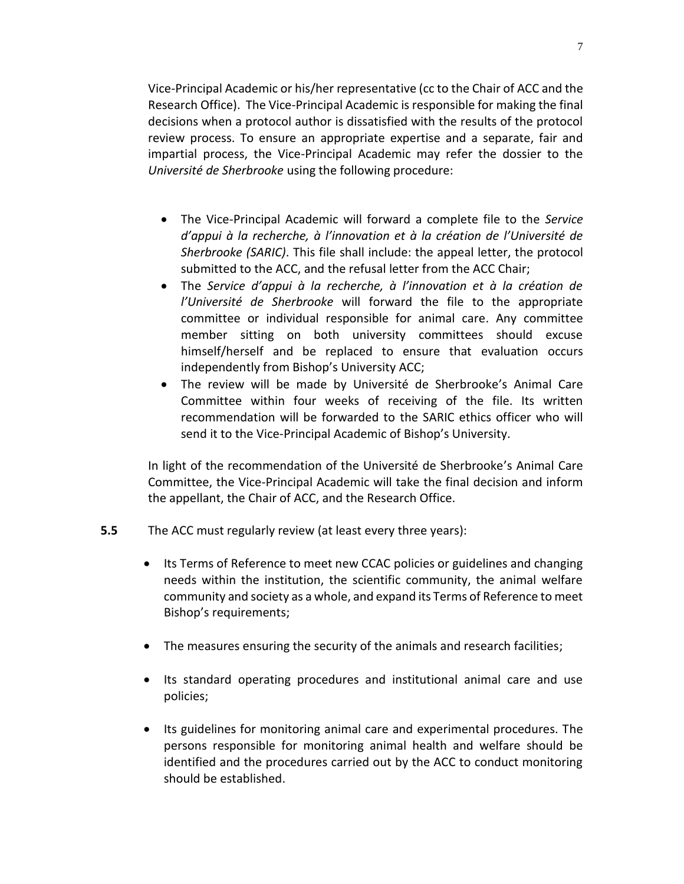Vice-Principal Academic or his/her representative (cc to the Chair of ACC and the Research Office). The Vice-Principal Academic is responsible for making the final decisions when a protocol author is dissatisfied with the results of the protocol review process. To ensure an appropriate expertise and a separate, fair and impartial process, the Vice-Principal Academic may refer the dossier to the *Université de Sherbrooke* using the following procedure:

- The Vice-Principal Academic will forward a complete file to the *Service d'appui à la recherche, à l'innovation et à la création de l'Université de Sherbrooke (SARIC)*. This file shall include: the appeal letter, the protocol submitted to the ACC, and the refusal letter from the ACC Chair;
- The *Service d'appui à la recherche, à l'innovation et à la création de l'Université de Sherbrooke* will forward the file to the appropriate committee or individual responsible for animal care. Any committee member sitting on both university committees should excuse himself/herself and be replaced to ensure that evaluation occurs independently from Bishop's University ACC;
- The review will be made by Université de Sherbrooke's Animal Care Committee within four weeks of receiving of the file. Its written recommendation will be forwarded to the SARIC ethics officer who will send it to the Vice-Principal Academic of Bishop's University.

In light of the recommendation of the Université de Sherbrooke's Animal Care Committee, the Vice-Principal Academic will take the final decision and inform the appellant, the Chair of ACC, and the Research Office.

**5.5** The ACC must regularly review (at least every three years):

- Its Terms of Reference to meet new CCAC policies or guidelines and changing needs within the institution, the scientific community, the animal welfare community and society as a whole, and expand its Terms of Reference to meet Bishop's requirements;
- The measures ensuring the security of the animals and research facilities;
- Its standard operating procedures and institutional animal care and use policies;
- Its guidelines for monitoring animal care and experimental procedures. The persons responsible for monitoring animal health and welfare should be identified and the procedures carried out by the ACC to conduct monitoring should be established.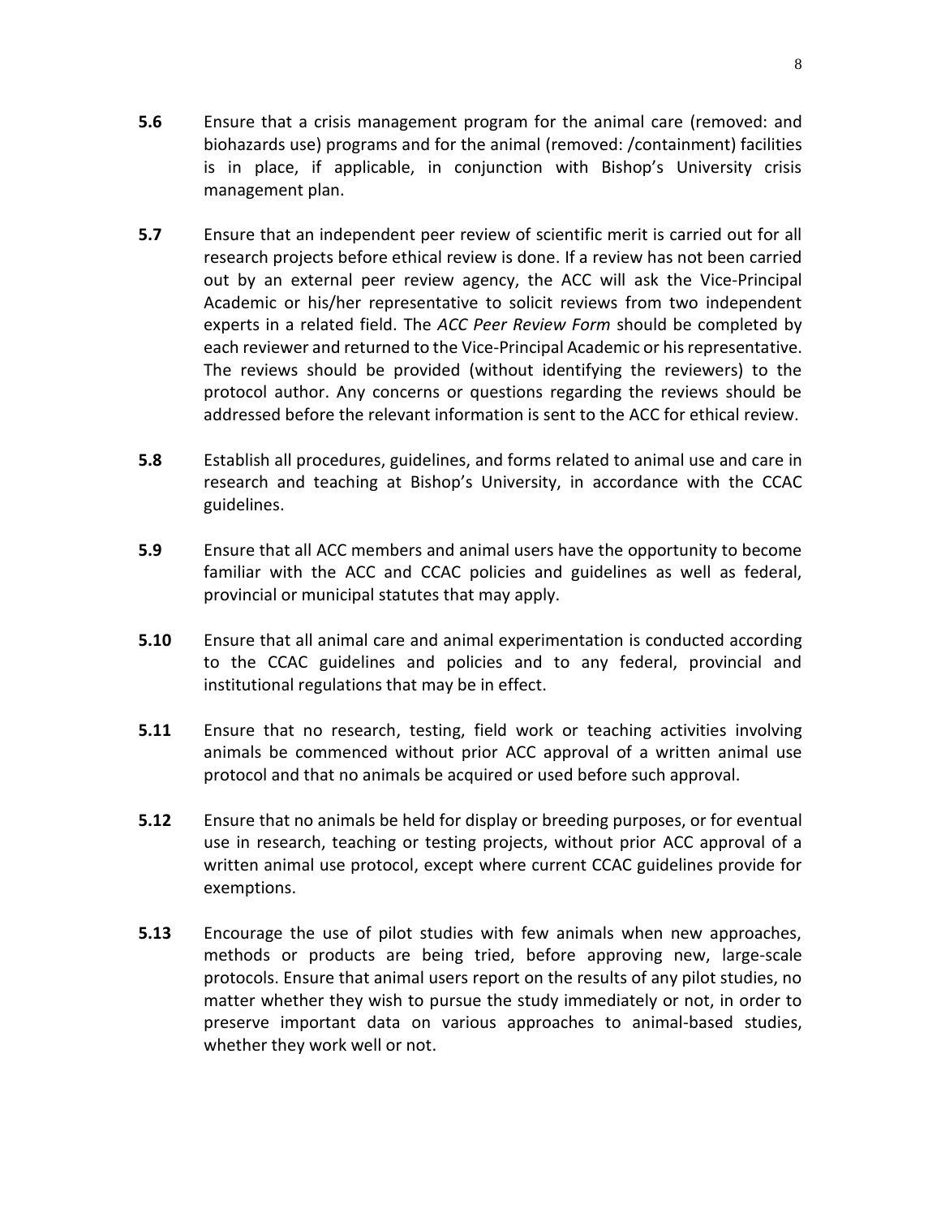**5.6** Ensure that a crisis management program for the animal care (removed: and biohazards use) programs and for the animal (removed: /containment) facilities is in place, if applicable, in conjunction with Bishop's University crisis management plan.

**5.7** Ensure that an independent peer review of scientific merit is carried out for all research projects before ethical review is done. If a review has not been carried out by an external peer review agency, the ACC will ask the Vice-Principal Academic or his/her representative to solicit reviews from two independent experts in a related field. The *ACC Peer Review Form* should be completed by each reviewer and returned to the Vice-Principal Academic or his representative. The reviews should be provided (without identifying the reviewers) to the protocol author. Any concerns or questions regarding the reviews should be addressed before the relevant information is sent to the ACC for ethical review.

**5.8** Establish all procedures, guidelines, and forms related to animal use and care in research and teaching at Bishop's University, in accordance with the CCAC guidelines.

**5.9** Ensure that all ACC members and animal users have the opportunity to become familiar with the ACC and CCAC policies and guidelines as well as federal, provincial or municipal statutes that may apply.

**5.10** Ensure that all animal care and animal experimentation is conducted according to the CCAC guidelines and policies and to any federal, provincial and institutional regulations that may be in effect.

**5.11** Ensure that no research, testing, field work or teaching activities involving animals be commenced without prior ACC approval of a written animal use protocol and that no animals be acquired or used before such approval.

**5.12** Ensure that no animals be held for display or breeding purposes, or for eventual use in research, teaching or testing projects, without prior ACC approval of a written animal use protocol, except where current CCAC guidelines provide for exemptions.

**5.13** Encourage the use of pilot studies with few animals when new approaches, methods or products are being tried, before approving new, large-scale protocols. Ensure that animal users report on the results of any pilot studies, no matter whether they wish to pursue the study immediately or not, in order to preserve important data on various approaches to animal-based studies, whether they work well or not.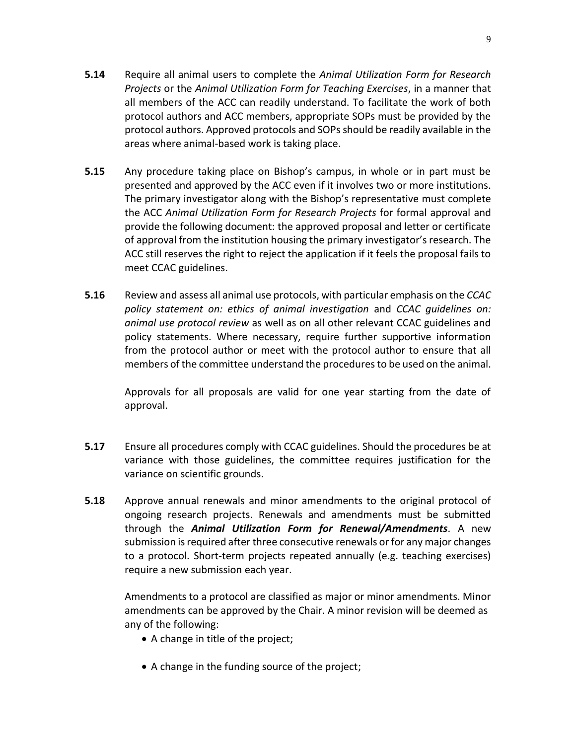**5.14** Require all animal users to complete the *Animal Utilization Form for Research Projects* or the *Animal Utilization Form for Teaching Exercises*, in a manner that all members of the ACC can readily understand. To facilitate the work of both protocol authors and ACC members, appropriate SOPs must be provided by the protocol authors. Approved protocols and SOPs should be readily available in the areas where animal-based work is taking place.

**5.15** Any procedure taking place on Bishop's campus, in whole or in part must be presented and approved by the ACC even if it involves two or more institutions. The primary investigator along with the Bishop's representative must complete the ACC *Animal Utilization Form for Research Projects* for formal approval and provide the following document: the approved proposal and letter or certificate of approval from the institution housing the primary investigator's research. The ACC still reserves the right to reject the application if it feels the proposal fails to meet CCAC guidelines.

**5.16** Review and assess all animal use protocols, with particular emphasis on the *CCAC policy statement on: ethics of animal investigation* and *CCAC guidelines on: animal use protocol review* as well as on all other relevant CCAC guidelines and policy statements. Where necessary, require further supportive information from the protocol author or meet with the protocol author to ensure that all members of the committee understand the procedures to be used on the animal.

Approvals for all proposals are valid for one year starting from the date of approval.

**5.17** Ensure all procedures comply with CCAC guidelines. Should the procedures be at variance with those guidelines, the committee requires justification for the variance on scientific grounds.

**5.18** Approve annual renewals and minor amendments to the original protocol of ongoing research projects. Renewals and amendments must be submitted through the ***Animal Utilization Form for Renewal/Amendments***. A new submission is required after three consecutive renewals or for any major changes to a protocol. Short-term projects repeated annually (e.g. teaching exercises) require a new submission each year.

Amendments to a protocol are classified as major or minor amendments. Minor amendments can be approved by the Chair. A minor revision will be deemed as any of the following:

- A change in title of the project;
- A change in the funding source of the project;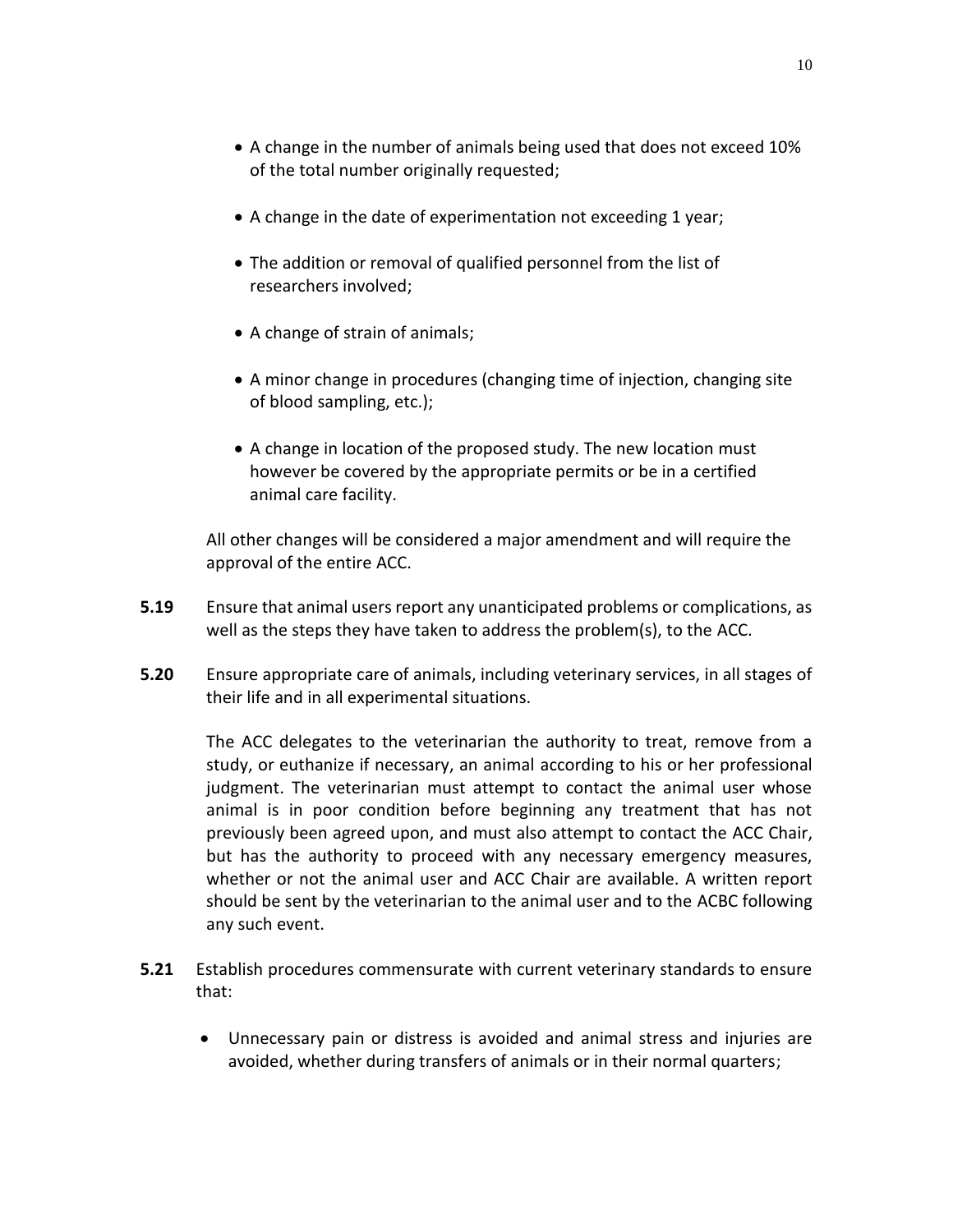- A change in the number of animals being used that does not exceed 10% of the total number originally requested;
- A change in the date of experimentation not exceeding 1 year;
- The addition or removal of qualified personnel from the list of researchers involved;
- A change of strain of animals;
- A minor change in procedures (changing time of injection, changing site of blood sampling, etc.);
- A change in location of the proposed study. The new location must however be covered by the appropriate permits or be in a certified animal care facility.

All other changes will be considered a major amendment and will require the approval of the entire ACC.

**5.19** Ensure that animal users report any unanticipated problems or complications, as well as the steps they have taken to address the problem(s), to the ACC.

**5.20** Ensure appropriate care of animals, including veterinary services, in all stages of their life and in all experimental situations.

The ACC delegates to the veterinarian the authority to treat, remove from a study, or euthanize if necessary, an animal according to his or her professional judgment. The veterinarian must attempt to contact the animal user whose animal is in poor condition before beginning any treatment that has not previously been agreed upon, and must also attempt to contact the ACC Chair, but has the authority to proceed with any necessary emergency measures, whether or not the animal user and ACC Chair are available. A written report should be sent by the veterinarian to the animal user and to the ACBC following any such event.

**5.21** Establish procedures commensurate with current veterinary standards to ensure that:

- Unnecessary pain or distress is avoided and animal stress and injuries are avoided, whether during transfers of animals or in their normal quarters;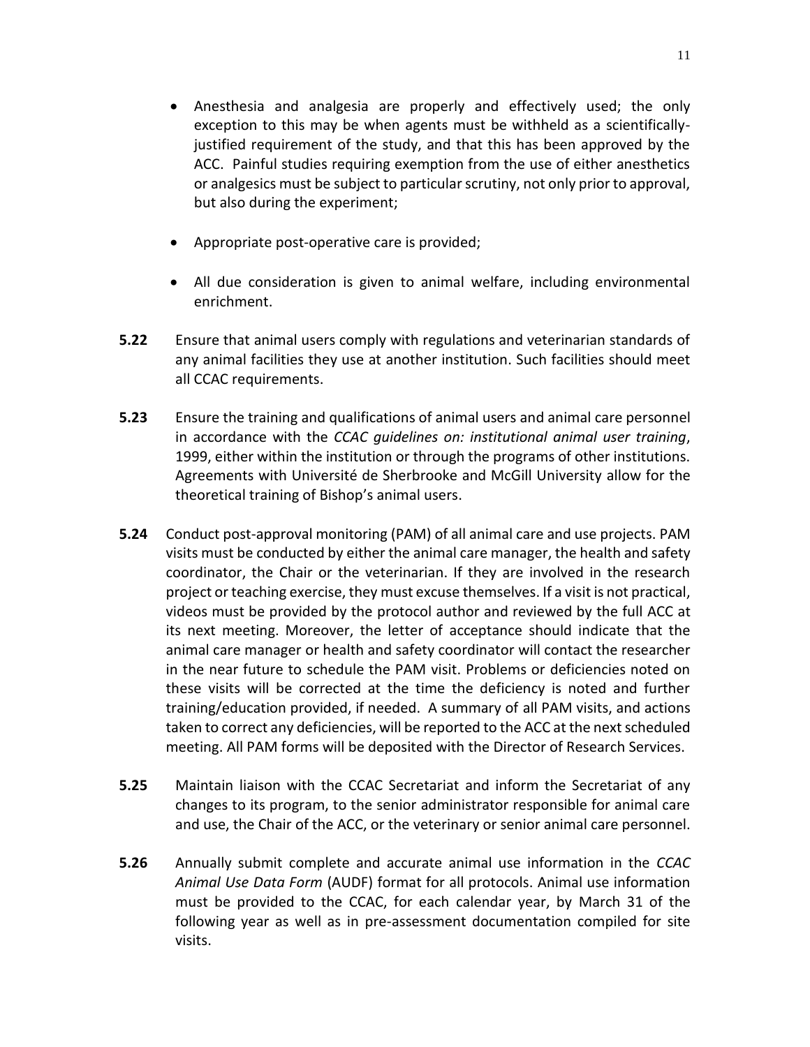- Anesthesia and analgesia are properly and effectively used; the only exception to this may be when agents must be withheld as a scientifically-justified requirement of the study, and that this has been approved by the ACC. Painful studies requiring exemption from the use of either anesthetics or analgesics must be subject to particular scrutiny, not only prior to approval, but also during the experiment;

- Appropriate post-operative care is provided;

- All due consideration is given to animal welfare, including environmental enrichment.

**5.22** Ensure that animal users comply with regulations and veterinarian standards of any animal facilities they use at another institution. Such facilities should meet all CCAC requirements.

**5.23** Ensure the training and qualifications of animal users and animal care personnel in accordance with the *CCAC guidelines on: institutional animal user training*, 1999, either within the institution or through the programs of other institutions. Agreements with Université de Sherbrooke and McGill University allow for the theoretical training of Bishop's animal users.

**5.24** Conduct post-approval monitoring (PAM) of all animal care and use projects. PAM visits must be conducted by either the animal care manager, the health and safety coordinator, the Chair or the veterinarian. If they are involved in the research project or teaching exercise, they must excuse themselves. If a visit is not practical, videos must be provided by the protocol author and reviewed by the full ACC at its next meeting. Moreover, the letter of acceptance should indicate that the animal care manager or health and safety coordinator will contact the researcher in the near future to schedule the PAM visit. Problems or deficiencies noted on these visits will be corrected at the time the deficiency is noted and further training/education provided, if needed. A summary of all PAM visits, and actions taken to correct any deficiencies, will be reported to the ACC at the next scheduled meeting. All PAM forms will be deposited with the Director of Research Services.

**5.25** Maintain liaison with the CCAC Secretariat and inform the Secretariat of any changes to its program, to the senior administrator responsible for animal care and use, the Chair of the ACC, or the veterinary or senior animal care personnel.

**5.26** Annually submit complete and accurate animal use information in the *CCAC Animal Use Data Form* (AUDF) format for all protocols. Animal use information must be provided to the CCAC, for each calendar year, by March 31 of the following year as well as in pre-assessment documentation compiled for site visits.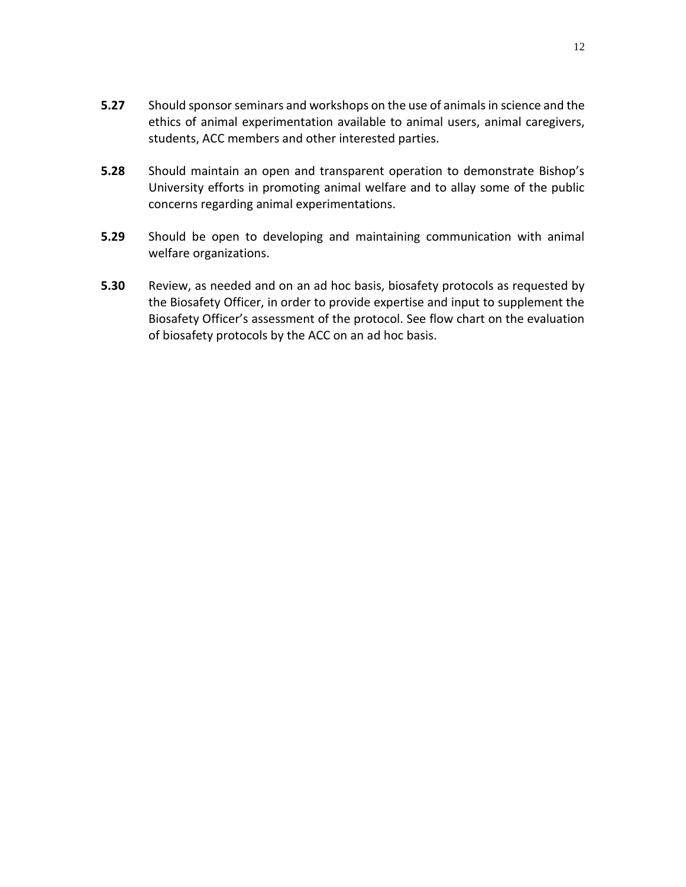**5.27** Should sponsor seminars and workshops on the use of animals in science and the ethics of animal experimentation available to animal users, animal caregivers, students, ACC members and other interested parties.

**5.28** Should maintain an open and transparent operation to demonstrate Bishop's University efforts in promoting animal welfare and to allay some of the public concerns regarding animal experimentations.

**5.29** Should be open to developing and maintaining communication with animal welfare organizations.

**5.30** Review, as needed and on an ad hoc basis, biosafety protocols as requested by the Biosafety Officer, in order to provide expertise and input to supplement the Biosafety Officer's assessment of the protocol. See flow chart on the evaluation of biosafety protocols by the ACC on an ad hoc basis.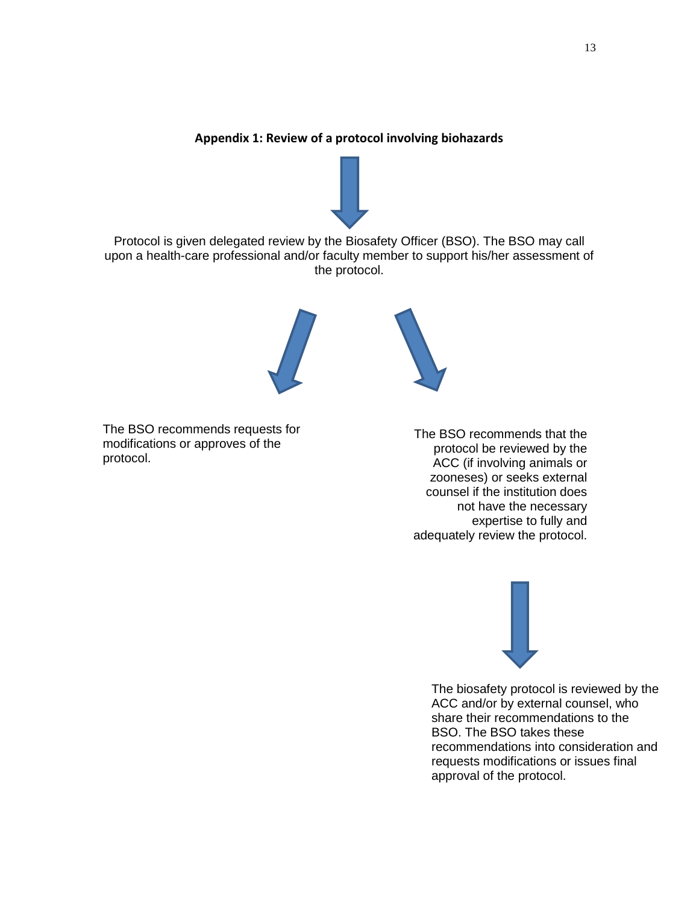**Appendix 1: Review of a protocol involving biohazards**

Protocol is given delegated review by the Biosafety Officer (BSO). The BSO may call upon a health-care professional and/or faculty member to support his/her assessment of the protocol.

The BSO recommends requests for modifications or approves of the protocol.

The BSO recommends that the protocol be reviewed by the ACC (if involving animals or zooneses) or seeks external counsel if the institution does not have the necessary expertise to fully and adequately review the protocol.

The biosafety protocol is reviewed by the ACC and/or by external counsel, who share their recommendations to the BSO. The BSO takes these recommendations into consideration and requests modifications or issues final approval of the protocol.